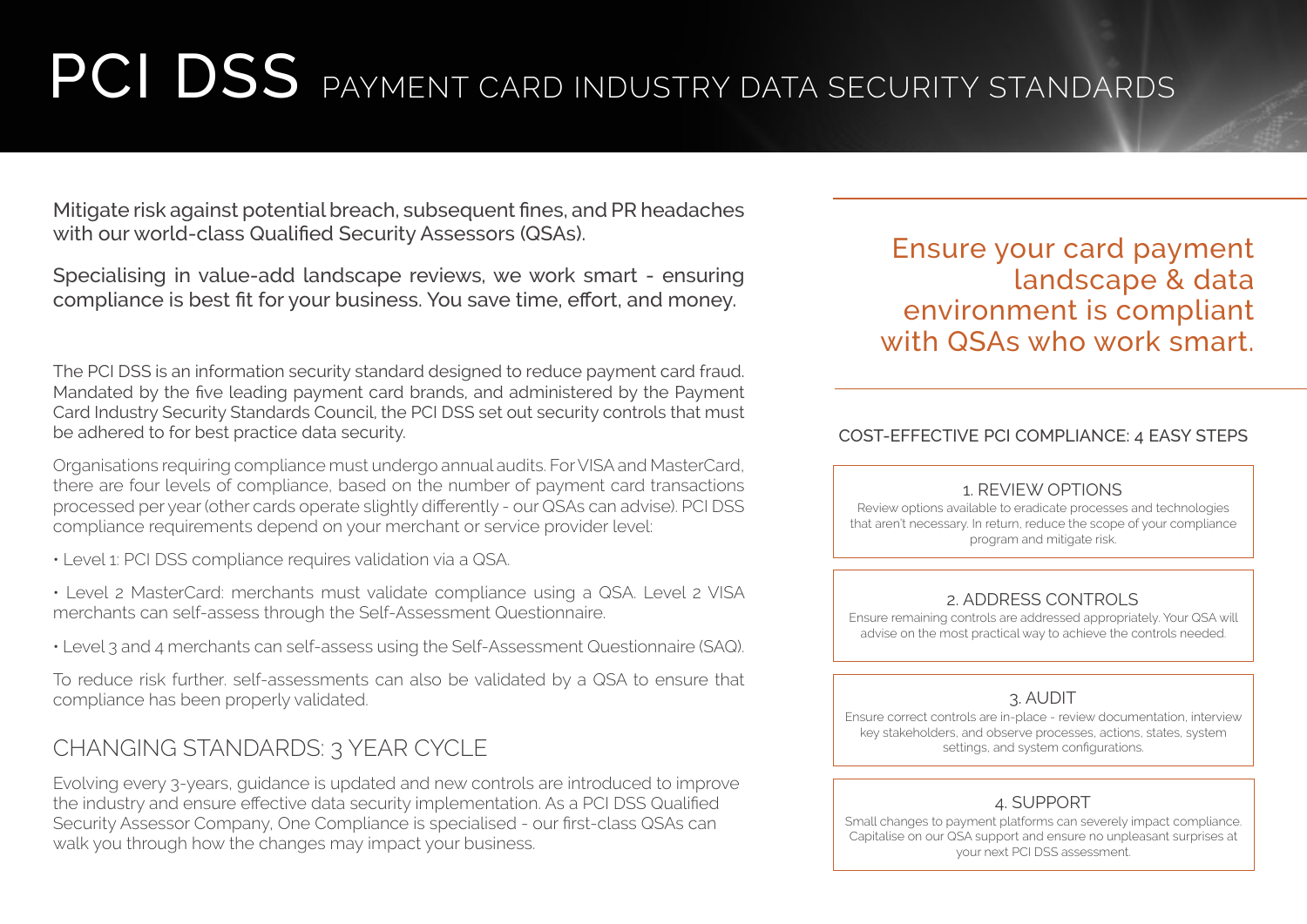# PCI DSS PAYMENT CARD INDUSTRY DATA SECURITY STANDARDS

Mitigate risk against potential breach, subsequent fines, and PR headaches with our world-class Qualified Security Assessors (QSAs).

Specialising in value-add landscape reviews, we work smart - ensuring compliance is best fit for your business. You save time, effort, and money.

The PCI DSS is an information security standard designed to reduce payment card fraud. Mandated by the five leading payment card brands, and administered by the Payment Card Industry Security Standards Council, the PCI DSS set out security controls that must be adhered to for best practice data security.

Organisations requiring compliance must undergo annual audits. For VISA and MasterCard, there are four levels of compliance, based on the number of payment card transactions processed per year (other cards operate slightly differently - our QSAs can advise). PCI DSS compliance requirements depend on your merchant or service provider level:

• Level 1: PCI DSS compliance requires validation via a QSA.

• Level 2 MasterCard: merchants must validate compliance using a QSA. Level 2 VISA merchants can self-assess through the Self-Assessment Questionnaire.

• Level 3 and 4 merchants can self-assess using the Self-Assessment Questionnaire (SAQ).

To reduce risk further. self-assessments can also be validated by a QSA to ensure that compliance has been properly validated.

## CHANGING STANDARDS: 3 YEAR CYCLE

Evolving every 3-years, guidance is updated and new controls are introduced to improve the industry and ensure effective data security implementation. As a PCI DSS Qualified Security Assessor Company, One Compliance is specialised - our first-class QSAs can walk you through how the changes may impact your business.

Ensure your card payment landscape & data environment is compliant with QSAs who work smart.

## COST-EFFECTIVE PCI COMPLIANCE: 4 EASY STEPS

### 1. REVIEW OPTIONS

Review options available to eradicate processes and technologies that aren't necessary. In return, reduce the scope of your compliance program and mitigate risk.

### 2. ADDRESS CONTROLS

Ensure remaining controls are addressed appropriately. Your QSA will advise on the most practical way to achieve the controls needed.

### 3. AUDIT

Ensure correct controls are in-place - review documentation, interview key stakeholders, and observe processes, actions, states, system settings, and system configurations.

### 4. SUPPORT

Small changes to payment platforms can severely impact compliance. Capitalise on our QSA support and ensure no unpleasant surprises at your next PCI DSS assessment.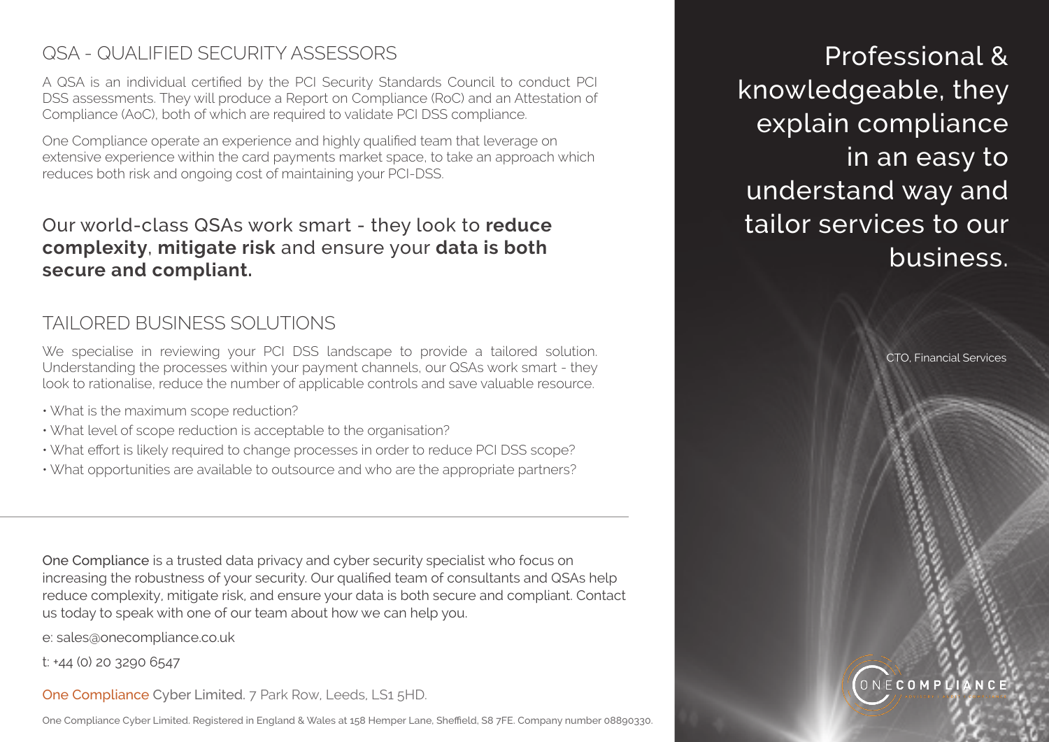## QSA - QUALIFIED SECURITY ASSESSORS

A QSA is an individual certified by the PCI Security Standards Council to conduct PCI DSS assessments. They will produce a Report on Compliance (RoC) and an Attestation of Compliance (AoC), both of which are required to validate PCI DSS compliance.

One Compliance operate an experience and highly qualified team that leverage on extensive experience within the card payments market space, to take an approach which reduces both risk and ongoing cost of maintaining your PCI-DSS.

Our world-class QSAs work smart - they look to **reduce complexity**, **mitigate risk** and ensure your **data is both secure and compliant.**

## TAILORED BUSINESS SOLUTIONS

We specialise in reviewing your PCI DSS landscape to provide a tailored solution. Understanding the processes within your payment channels, our QSAs work smart - they look to rationalise, reduce the number of applicable controls and save valuable resource.

- What is the maximum scope reduction?
- What level of scope reduction is acceptable to the organisation?
- What effort is likely required to change processes in order to reduce PCI DSS scope?
- What opportunities are available to outsource and who are the appropriate partners?

---

One Compliance is a trusted data privacy and cyber security specialist who focus on increasing the robustness of your security. Our qualified team of consultants and QSAs help reduce complexity, mitigate risk, and ensure your data is both secure and compliant. Contact us today to speak with one of our team about how we can help you.

e: sales@onecompliance.co.uk

t: +44 (0) 20 3290 6547

One Compliance Cyber Limited. 7 Park Row, Leeds, LS1 5HD.

One Compliance Cyber Limited. Registered in England & Wales at 158 Hemper Lane, Sheffield, S8 7FE. Company number 08890330.

Professional & knowledgeable, they explain compliance in an easy to understand way and tailor services to our business.

CTO, Financial Services

ONECOMPLIANCE